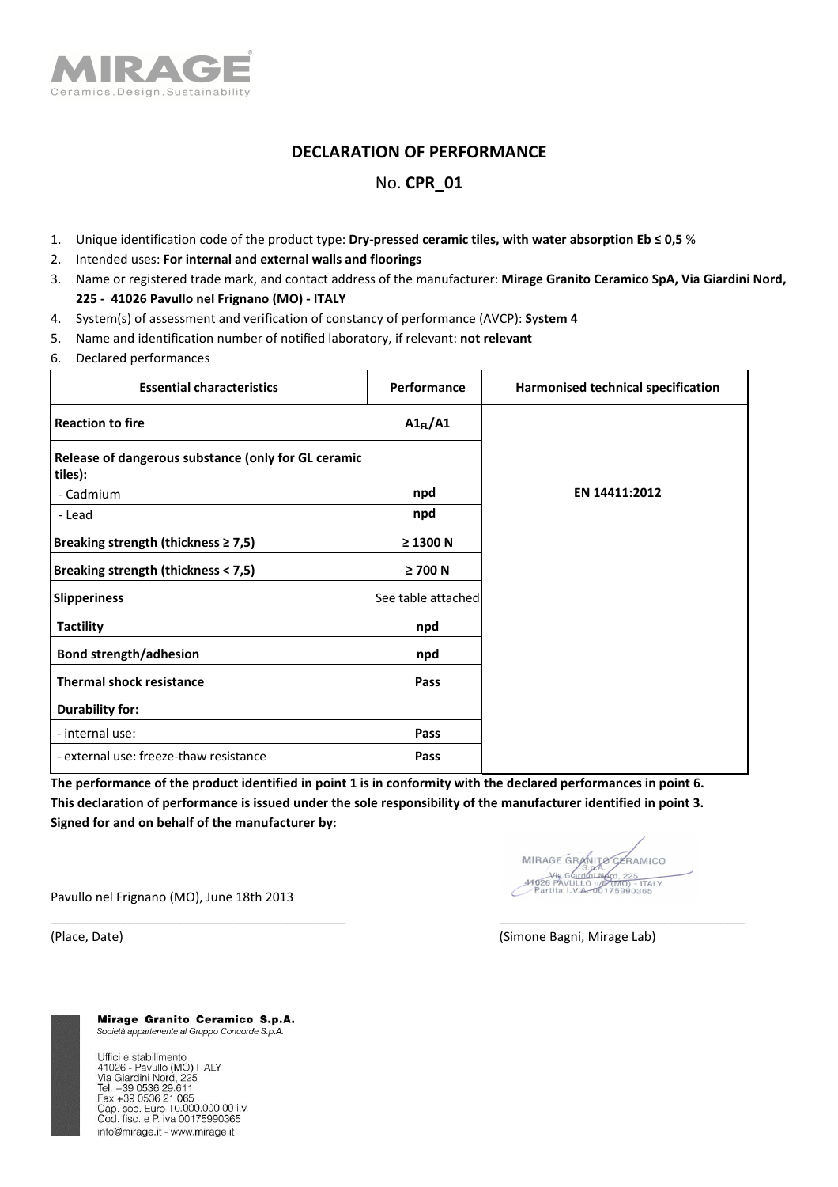MIRAGE

Ceramics.Design.Sustainability

# DECLARATION OF PERFORMANCE

No. **CPR_01**

1. Unique identification code of the product type: **Dry-pressed ceramic tiles, with water absorption Eb ≤ 0,5** %
2. Intended uses: **For internal and external walls and floorings**
3. Name or registered trade mark, and contact address of the manufacturer: **Mirage Granito Ceramico SpA, Via Giardini Nord, 225 - 41026 Pavullo nel Frignano (MO) - ITALY**
4. System(s) of assessment and verification of constancy of performance (AVCP): **System 4**
5. Name and identification number of notified laboratory, if relevant: **not relevant**
6. Declared performances

| Essential characteristics | Performance | Harmonised technical specification |
|---|---|---|
| **Reaction to fire** | **$A1_{FL}$/A1** | **EN 14411:2012** |
| **Release of dangerous substance (only for GL ceramic tiles):** | | |
| - Cadmium | **npd** | |
| - Lead | **npd** | |
| **Breaking strength (thickness ≥ 7,5)** | **≥ 1300 N** | |
| **Breaking strength (thickness < 7,5)** | **≥ 700 N** | |
| **Slipperiness** | See table attached | |
| **Tactility** | **npd** | |
| **Bond strength/adhesion** | **npd** | |
| **Thermal shock resistance** | **Pass** | |
| **Durability for:** | | |
| - internal use: | **Pass** | |
| - external use: freeze-thaw resistance | **Pass** | |

**The performance of the product identified in point 1 is in conformity with the declared performances in point 6.**
**This declaration of performance is issued under the sole responsibility of the manufacturer identified in point 3.**
**Signed for and on behalf of the manufacturer by:**

MIRAGE GRANITO CERAMICO S.p.A.
Via Giardini Nord, 225
41026 PAVULLO n/F (MO) - ITALY
Partita I.V.A. 00175990365

Pavullo nel Frignano (MO), June 18th 2013

(Place, Date)

(Simone Bagni, Mirage Lab)

**Mirage Granito Ceramico S.p.A.**
*Società appartenente al Gruppo Concorde S.p.A.*

Uffici e stabilimento
41026 - Pavullo (MO) ITALY
Via Giardini Nord, 225
Tel. +39 0536 29.611
Fax +39 0536 21.065
Cap. soc. Euro 10.000.000,00 i.v.
Cod. fisc. e P. iva 00175990365
info@mirage.it - www.mirage.it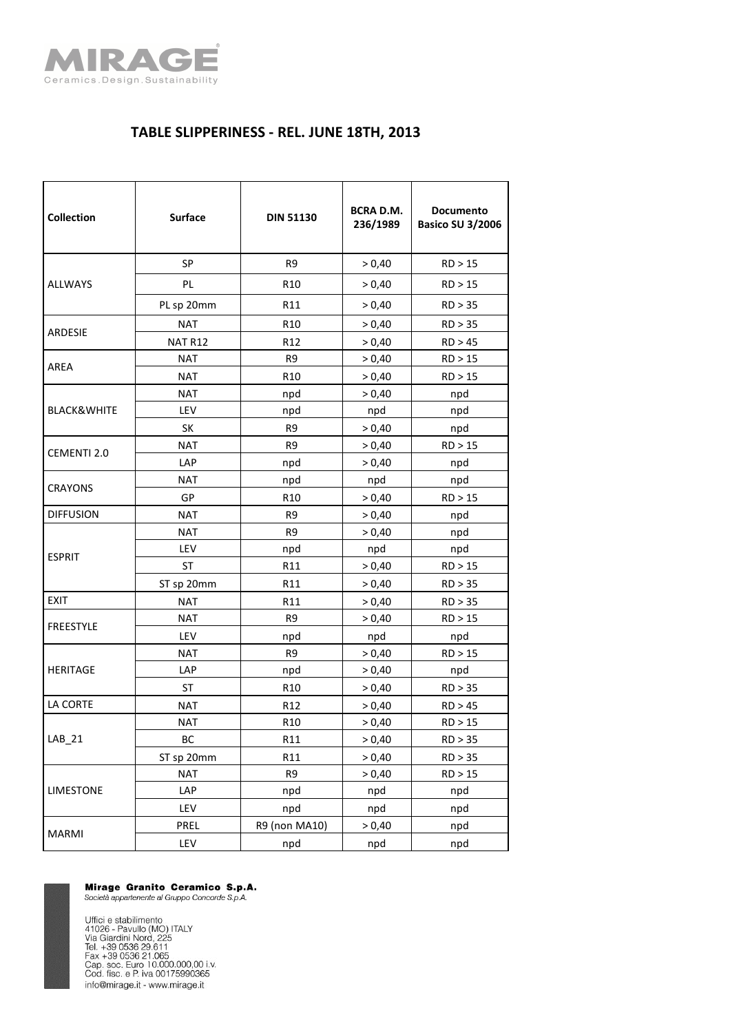## TABLE SLIPPERINESS - REL. JUNE 18TH, 2013

| Collection | Surface | DIN 51130 | BCRA D.M. 236/1989 | Documento Basico SU 3/2006 |
|---|---|---|---|---|
| ALLWAYS | SP | R9 | > 0,40 | RD > 15 |
| | PL | R10 | > 0,40 | RD > 15 |
| | PL sp 20mm | R11 | > 0,40 | RD > 35 |
| ARDESIE | NAT | R10 | > 0,40 | RD > 35 |
| | NAT R12 | R12 | > 0,40 | RD > 45 |
| AREA | NAT | R9 | > 0,40 | RD > 15 |
| | NAT | R10 | > 0,40 | RD > 15 |
| BLACK&WHITE | NAT | npd | > 0,40 | npd |
| | LEV | npd | npd | npd |
| | SK | R9 | > 0,40 | npd |
| CEMENTI 2.0 | NAT | R9 | > 0,40 | RD > 15 |
| | LAP | npd | > 0,40 | npd |
| CRAYONS | NAT | npd | npd | npd |
| | GP | R10 | > 0,40 | RD > 15 |
| DIFFUSION | NAT | R9 | > 0,40 | npd |
| ESPRIT | NAT | R9 | > 0,40 | npd |
| | LEV | npd | npd | npd |
| | ST | R11 | > 0,40 | RD > 15 |
| | ST sp 20mm | R11 | > 0,40 | RD > 35 |
| EXIT | NAT | R11 | > 0,40 | RD > 35 |
| FREESTYLE | NAT | R9 | > 0,40 | RD > 15 |
| | LEV | npd | npd | npd |
| HERITAGE | NAT | R9 | > 0,40 | RD > 15 |
| | LAP | npd | > 0,40 | npd |
| | ST | R10 | > 0,40 | RD > 35 |
| LA CORTE | NAT | R12 | > 0,40 | RD > 45 |
| LAB_21 | NAT | R10 | > 0,40 | RD > 15 |
| | BC | R11 | > 0,40 | RD > 35 |
| | ST sp 20mm | R11 | > 0,40 | RD > 35 |
| LIMESTONE | NAT | R9 | > 0,40 | RD > 15 |
| | LAP | npd | npd | npd |
| | LEV | npd | npd | npd |
| MARMI | PREL | R9 (non MA10) | > 0,40 | npd |
| | LEV | npd | npd | npd |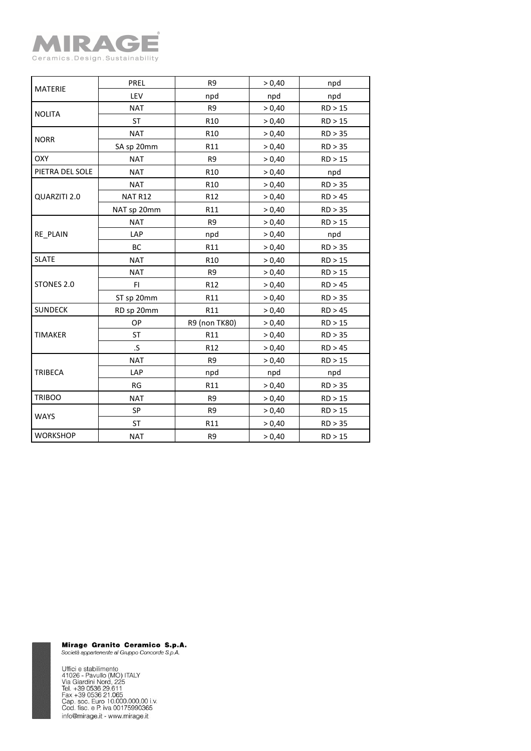# MIRAGE

Ceramics.Design.Sustainability

| | | | | |
|---|---|---|---|---|
| MATERIE | PREL | R9 | > 0,40 | npd |
| | LEV | npd | npd | npd |
| NOLITA | NAT | R9 | > 0,40 | RD > 15 |
| | ST | R10 | > 0,40 | RD > 15 |
| NORR | NAT | R10 | > 0,40 | RD > 35 |
| | SA sp 20mm | R11 | > 0,40 | RD > 35 |
| OXY | NAT | R9 | > 0,40 | RD > 15 |
| PIETRA DEL SOLE | NAT | R10 | > 0,40 | npd |
| QUARZITI 2.0 | NAT | R10 | > 0,40 | RD > 35 |
| | NAT R12 | R12 | > 0,40 | RD > 45 |
| | NAT sp 20mm | R11 | > 0,40 | RD > 35 |
| RE_PLAIN | NAT | R9 | > 0,40 | RD > 15 |
| | LAP | npd | > 0,40 | npd |
| | BC | R11 | > 0,40 | RD > 35 |
| SLATE | NAT | R10 | > 0,40 | RD > 15 |
| STONES 2.0 | NAT | R9 | > 0,40 | RD > 15 |
| | FI | R12 | > 0,40 | RD > 45 |
| | ST sp 20mm | R11 | > 0,40 | RD > 35 |
| SUNDECK | RD sp 20mm | R11 | > 0,40 | RD > 45 |
| TIMAKER | OP | R9 (non TK80) | > 0,40 | RD > 15 |
| | ST | R11 | > 0,40 | RD > 35 |
| | .S | R12 | > 0,40 | RD > 45 |
| TRIBECA | NAT | R9 | > 0,40 | RD > 15 |
| | LAP | npd | npd | npd |
| | RG | R11 | > 0,40 | RD > 35 |
| TRIBOO | NAT | R9 | > 0,40 | RD > 15 |
| WAYS | SP | R9 | > 0,40 | RD > 15 |
| | ST | R11 | > 0,40 | RD > 35 |
| WORKSHOP | NAT | R9 | > 0,40 | RD > 15 |

**Mirage Granito Ceramico S.p.A.**
*Società appartenente al Gruppo Concorde S.p.A.*

Uffici e stabilimento
41026 - Pavullo (MO) ITALY
Via Giardini Nord, 225
Tel. +39 0536 29.611
Fax +39 0536 21.065
Cap. soc. Euro 10.000.000,00 i.v.
Cod. fisc. e P. iva 00175990365
info@mirage.it - www.mirage.it